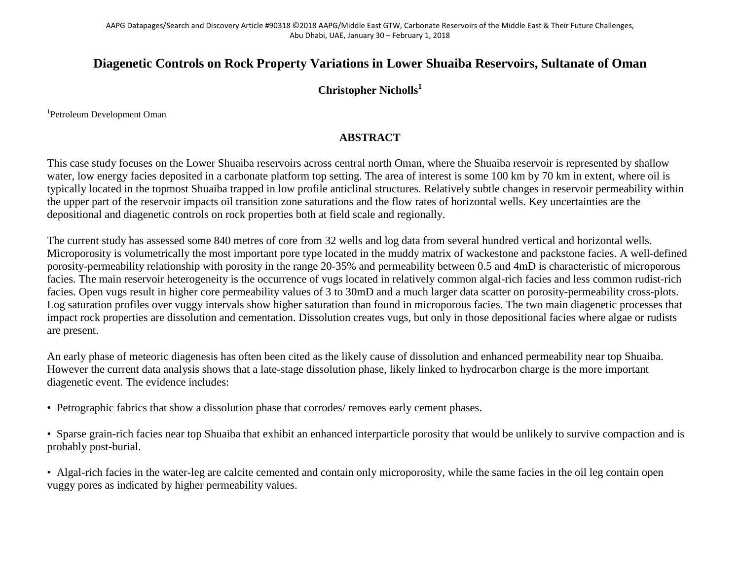# Diagenetic Controls on Rock Property Variations in Lower Shuaiba Reservoirs, Sultanate of Oman

**Christopher Nicholls**[1]

[1]Petroleum Development Oman

## ABSTRACT

This case study focuses on the Lower Shuaiba reservoirs across central north Oman, where the Shuaiba reservoir is represented by shallow water, low energy facies deposited in a carbonate platform top setting. The area of interest is some 100 km by 70 km in extent, where oil is typically located in the topmost Shuaiba trapped in low profile anticlinal structures. Relatively subtle changes in reservoir permeability within the upper part of the reservoir impacts oil transition zone saturations and the flow rates of horizontal wells. Key uncertainties are the depositional and diagenetic controls on rock properties both at field scale and regionally.

The current study has assessed some 840 metres of core from 32 wells and log data from several hundred vertical and horizontal wells. Microporosity is volumetrically the most important pore type located in the muddy matrix of wackestone and packstone facies. A well-defined porosity-permeability relationship with porosity in the range 20-35% and permeability between 0.5 and 4mD is characteristic of microporous facies. The main reservoir heterogeneity is the occurrence of vugs located in relatively common algal-rich facies and less common rudist-rich facies. Open vugs result in higher core permeability values of 3 to 30mD and a much larger data scatter on porosity-permeability cross-plots. Log saturation profiles over vuggy intervals show higher saturation than found in microporous facies. The two main diagenetic processes that impact rock properties are dissolution and cementation. Dissolution creates vugs, but only in those depositional facies where algae or rudists are present.

An early phase of meteoric diagenesis has often been cited as the likely cause of dissolution and enhanced permeability near top Shuaiba. However the current data analysis shows that a late-stage dissolution phase, likely linked to hydrocarbon charge is the more important diagenetic event. The evidence includes:

- Petrographic fabrics that show a dissolution phase that corrodes/ removes early cement phases.
- Sparse grain-rich facies near top Shuaiba that exhibit an enhanced interparticle porosity that would be unlikely to survive compaction and is probably post-burial.
- Algal-rich facies in the water-leg are calcite cemented and contain only microporosity, while the same facies in the oil leg contain open vuggy pores as indicated by higher permeability values.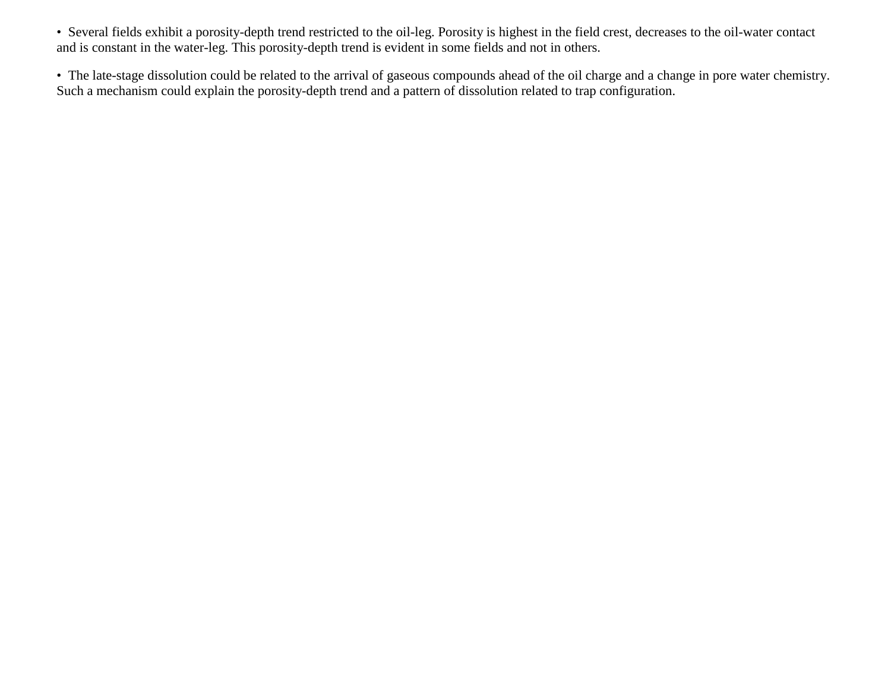- Several fields exhibit a porosity-depth trend restricted to the oil-leg. Porosity is highest in the field crest, decreases to the oil-water contact and is constant in the water-leg. This porosity-depth trend is evident in some fields and not in others.

- The late-stage dissolution could be related to the arrival of gaseous compounds ahead of the oil charge and a change in pore water chemistry. Such a mechanism could explain the porosity-depth trend and a pattern of dissolution related to trap configuration.